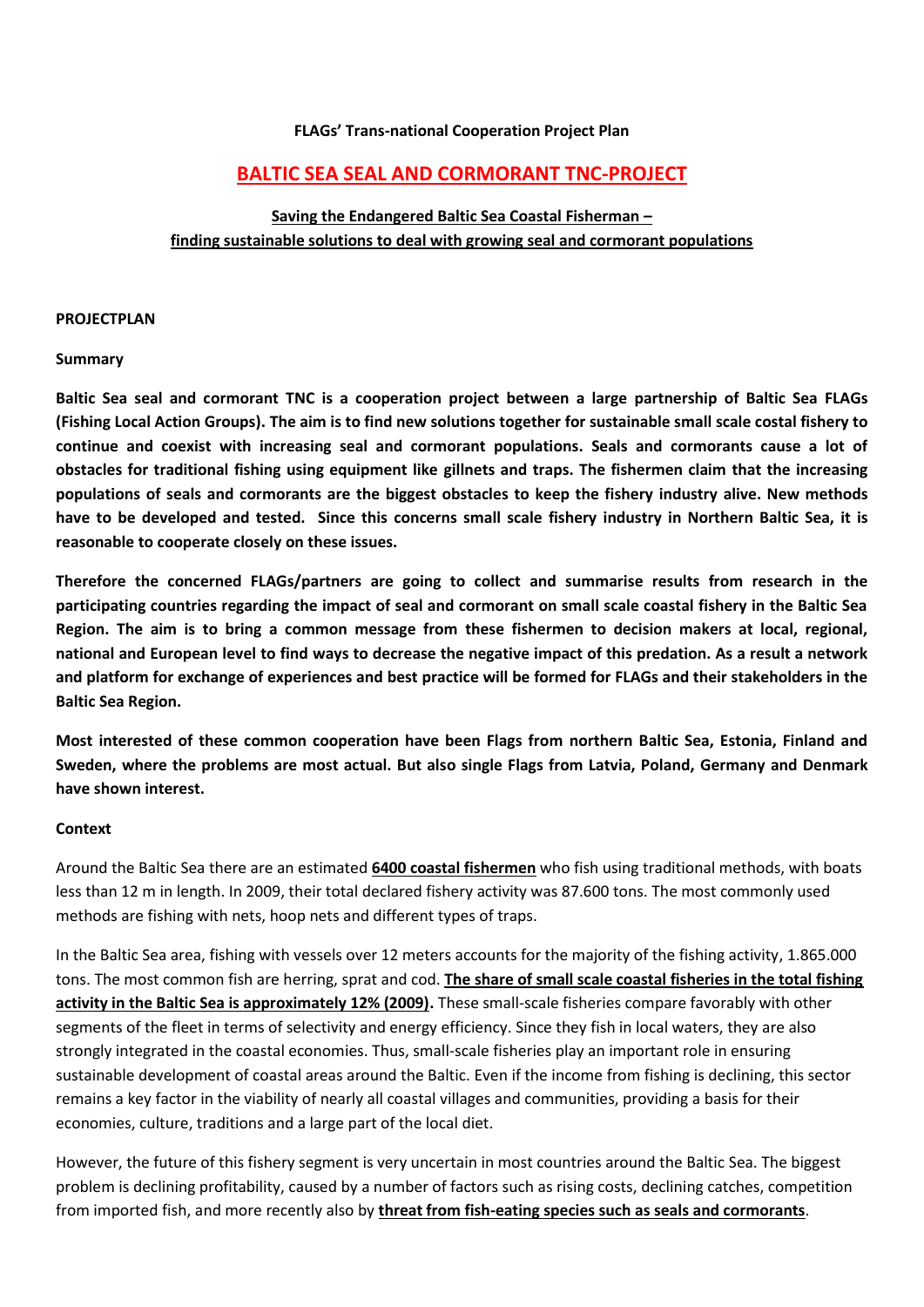**FLAGs' Trans-national Cooperation Project Plan**

# BALTIC SEA SEAL AND CORMORANT TNC-PROJECT

## Saving the Endangered Baltic Sea Coastal Fisherman – finding sustainable solutions to deal with growing seal and cormorant populations

**PROJECTPLAN**

**Summary**

**Baltic Sea seal and cormorant TNC is a cooperation project between a large partnership of Baltic Sea FLAGs (Fishing Local Action Groups). The aim is to find new solutions together for sustainable small scale costal fishery to continue and coexist with increasing seal and cormorant populations. Seals and cormorants cause a lot of obstacles for traditional fishing using equipment like gillnets and traps. The fishermen claim that the increasing populations of seals and cormorants are the biggest obstacles to keep the fishery industry alive. New methods have to be developed and tested. Since this concerns small scale fishery industry in Northern Baltic Sea, it is reasonable to cooperate closely on these issues.**

**Therefore the concerned FLAGs/partners are going to collect and summarise results from research in the participating countries regarding the impact of seal and cormorant on small scale coastal fishery in the Baltic Sea Region. The aim is to bring a common message from these fishermen to decision makers at local, regional, national and European level to find ways to decrease the negative impact of this predation. As a result a network and platform for exchange of experiences and best practice will be formed for FLAGs and their stakeholders in the Baltic Sea Region.**

**Most interested of these common cooperation have been Flags from northern Baltic Sea, Estonia, Finland and Sweden, where the problems are most actual. But also single Flags from Latvia, Poland, Germany and Denmark have shown interest.**

**Context**

Around the Baltic Sea there are an estimated **6400 coastal fishermen** who fish using traditional methods, with boats less than 12 m in length. In 2009, their total declared fishery activity was 87.600 tons. The most commonly used methods are fishing with nets, hoop nets and different types of traps.

In the Baltic Sea area, fishing with vessels over 12 meters accounts for the majority of the fishing activity, 1.865.000 tons. The most common fish are herring, sprat and cod. **The share of small scale coastal fisheries in the total fishing activity in the Baltic Sea is approximately 12% (2009).** These small-scale fisheries compare favorably with other segments of the fleet in terms of selectivity and energy efficiency. Since they fish in local waters, they are also strongly integrated in the coastal economies. Thus, small-scale fisheries play an important role in ensuring sustainable development of coastal areas around the Baltic. Even if the income from fishing is declining, this sector remains a key factor in the viability of nearly all coastal villages and communities, providing a basis for their economies, culture, traditions and a large part of the local diet.

However, the future of this fishery segment is very uncertain in most countries around the Baltic Sea. The biggest problem is declining profitability, caused by a number of factors such as rising costs, declining catches, competition from imported fish, and more recently also by **threat from fish-eating species such as seals and cormorants**.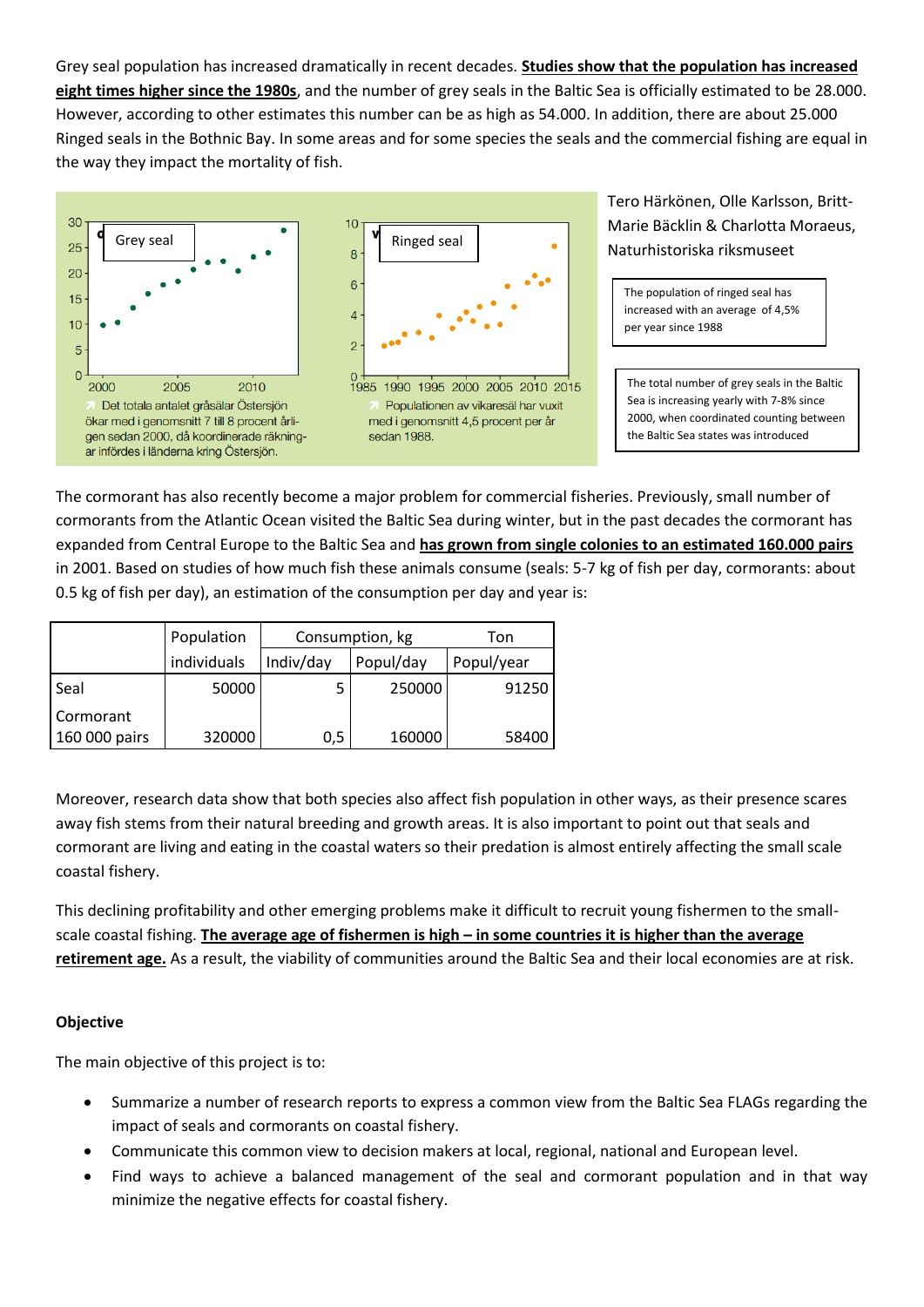Grey seal population has increased dramatically in recent decades. **Studies show that the population has increased eight times higher since the 1980s**, and the number of grey seals in the Baltic Sea is officially estimated to be 28.000. However, according to other estimates this number can be as high as 54.000. In addition, there are about 25.000 Ringed seals in the Bothnic Bay. In some areas and for some species the seals and the commercial fishing are equal in the way they impact the mortality of fish.

Grey seal

Det totala antalet gråsälar Östersjön ökar med i genomsnitt 7 till 8 procent årligen sedan 2000, då koordinerade räkningar infördes i länderna kring Östersjön.

Ringed seal

Populationen av vikaresäl har vuxit med i genomsnitt 4,5 procent per år sedan 1988.

Tero Härkönen, Olle Karlsson, Britt-Marie Bäcklin & Charlotta Moraeus, Naturhistoriska riksmuseet

The population of ringed seal has increased with an average of 4,5% per year since 1988

The total number of grey seals in the Baltic Sea is increasing yearly with 7-8% since 2000, when coordinated counting between the Baltic Sea states was introduced

The cormorant has also recently become a major problem for commercial fisheries. Previously, small number of cormorants from the Atlantic Ocean visited the Baltic Sea during winter, but in the past decades the cormorant has expanded from Central Europe to the Baltic Sea and **has grown from single colonies to an estimated 160.000 pairs** in 2001. Based on studies of how much fish these animals consume (seals: 5-7 kg of fish per day, cormorants: about 0.5 kg of fish per day), an estimation of the consumption per day and year is:

| | Population | Consumption, kg | | Ton |
|---|---|---|---|---|
| | individuals | Indiv/day | Popul/day | Popul/year |
| Seal | 50000 | 5 | 250000 | 91250 |
| Cormorant 160 000 pairs | 320000 | 0,5 | 160000 | 58400 |

Moreover, research data show that both species also affect fish population in other ways, as their presence scares away fish stems from their natural breeding and growth areas. It is also important to point out that seals and cormorant are living and eating in the coastal waters so their predation is almost entirely affecting the small scale coastal fishery.

This declining profitability and other emerging problems make it difficult to recruit young fishermen to the small-scale coastal fishing. **The average age of fishermen is high – in some countries it is higher than the average retirement age.** As a result, the viability of communities around the Baltic Sea and their local economies are at risk.

**Objective**

The main objective of this project is to:

- Summarize a number of research reports to express a common view from the Baltic Sea FLAGs regarding the impact of seals and cormorants on coastal fishery.
- Communicate this common view to decision makers at local, regional, national and European level.
- Find ways to achieve a balanced management of the seal and cormorant population and in that way minimize the negative effects for coastal fishery.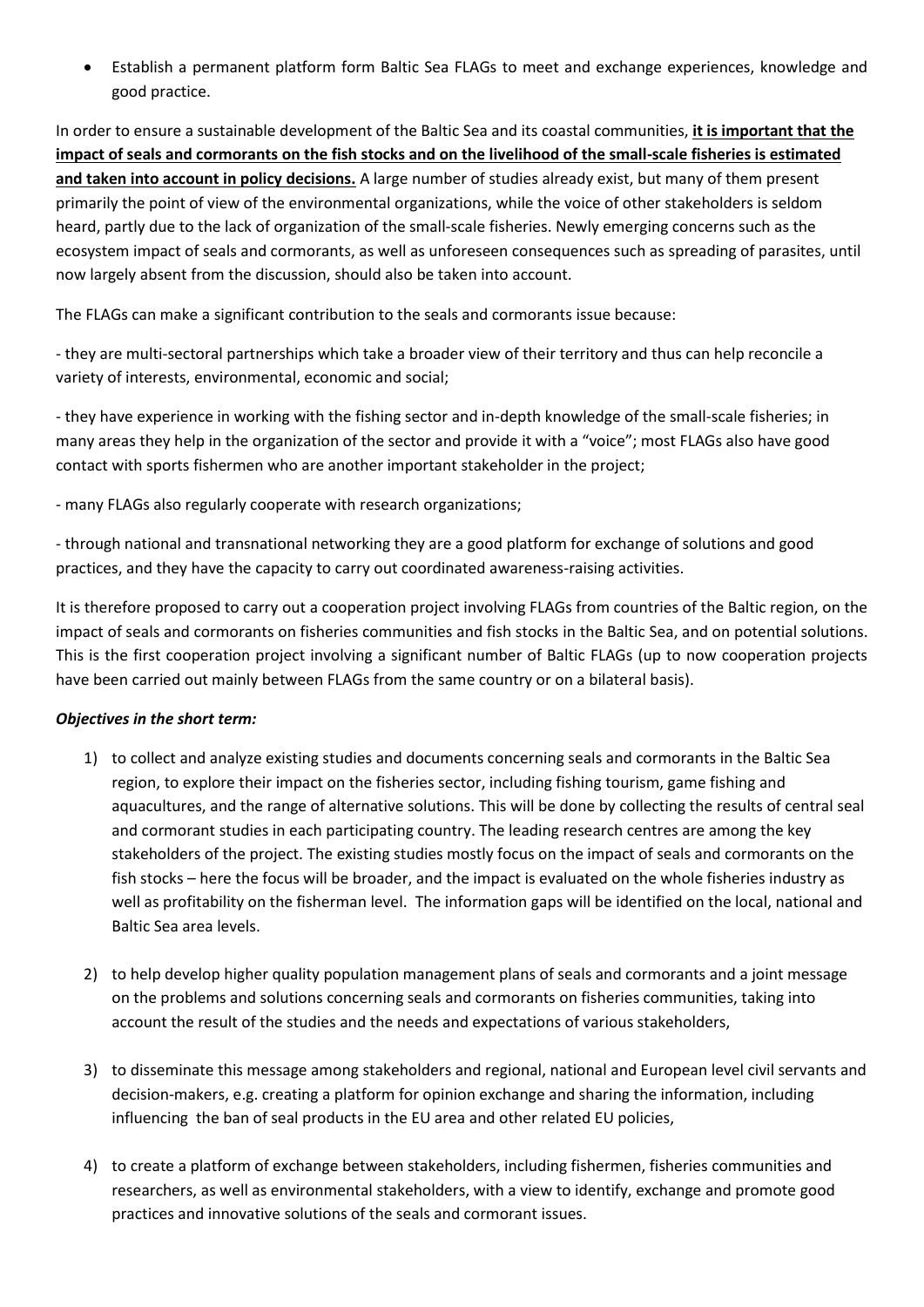- Establish a permanent platform form Baltic Sea FLAGs to meet and exchange experiences, knowledge and good practice.

In order to ensure a sustainable development of the Baltic Sea and its coastal communities, **it is important that the impact of seals and cormorants on the fish stocks and on the livelihood of the small-scale fisheries is estimated and taken into account in policy decisions.** A large number of studies already exist, but many of them present primarily the point of view of the environmental organizations, while the voice of other stakeholders is seldom heard, partly due to the lack of organization of the small-scale fisheries. Newly emerging concerns such as the ecosystem impact of seals and cormorants, as well as unforeseen consequences such as spreading of parasites, until now largely absent from the discussion, should also be taken into account.

The FLAGs can make a significant contribution to the seals and cormorants issue because:

- they are multi-sectoral partnerships which take a broader view of their territory and thus can help reconcile a variety of interests, environmental, economic and social;

- they have experience in working with the fishing sector and in-depth knowledge of the small-scale fisheries; in many areas they help in the organization of the sector and provide it with a "voice"; most FLAGs also have good contact with sports fishermen who are another important stakeholder in the project;

- many FLAGs also regularly cooperate with research organizations;

- through national and transnational networking they are a good platform for exchange of solutions and good practices, and they have the capacity to carry out coordinated awareness-raising activities.

It is therefore proposed to carry out a cooperation project involving FLAGs from countries of the Baltic region, on the impact of seals and cormorants on fisheries communities and fish stocks in the Baltic Sea, and on potential solutions. This is the first cooperation project involving a significant number of Baltic FLAGs (up to now cooperation projects have been carried out mainly between FLAGs from the same country or on a bilateral basis).

***Objectives in the short term:***

1) to collect and analyze existing studies and documents concerning seals and cormorants in the Baltic Sea region, to explore their impact on the fisheries sector, including fishing tourism, game fishing and aquacultures, and the range of alternative solutions. This will be done by collecting the results of central seal and cormorant studies in each participating country. The leading research centres are among the key stakeholders of the project. The existing studies mostly focus on the impact of seals and cormorants on the fish stocks – here the focus will be broader, and the impact is evaluated on the whole fisheries industry as well as profitability on the fisherman level. The information gaps will be identified on the local, national and Baltic Sea area levels.

2) to help develop higher quality population management plans of seals and cormorants and a joint message on the problems and solutions concerning seals and cormorants on fisheries communities, taking into account the result of the studies and the needs and expectations of various stakeholders,

3) to disseminate this message among stakeholders and regional, national and European level civil servants and decision-makers, e.g. creating a platform for opinion exchange and sharing the information, including influencing the ban of seal products in the EU area and other related EU policies,

4) to create a platform of exchange between stakeholders, including fishermen, fisheries communities and researchers, as well as environmental stakeholders, with a view to identify, exchange and promote good practices and innovative solutions of the seals and cormorant issues.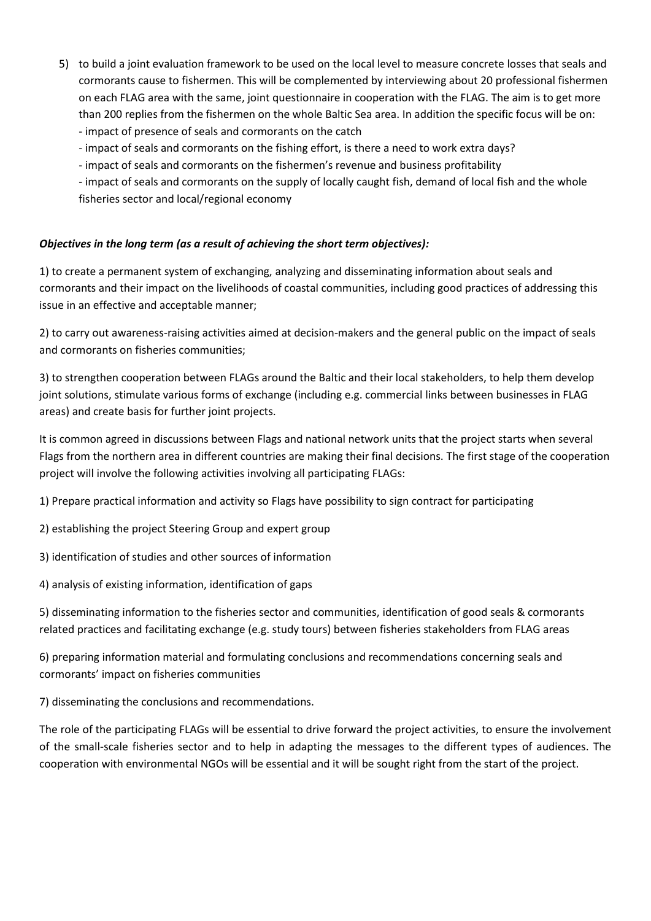5) to build a joint evaluation framework to be used on the local level to measure concrete losses that seals and cormorants cause to fishermen. This will be complemented by interviewing about 20 professional fishermen on each FLAG area with the same, joint questionnaire in cooperation with the FLAG. The aim is to get more than 200 replies from the fishermen on the whole Baltic Sea area. In addition the specific focus will be on:
   - impact of presence of seals and cormorants on the catch
   - impact of seals and cormorants on the fishing effort, is there a need to work extra days?
   - impact of seals and cormorants on the fishermen's revenue and business profitability
   - impact of seals and cormorants on the supply of locally caught fish, demand of local fish and the whole fisheries sector and local/regional economy

***Objectives in the long term (as a result of achieving the short term objectives):***

1) to create a permanent system of exchanging, analyzing and disseminating information about seals and cormorants and their impact on the livelihoods of coastal communities, including good practices of addressing this issue in an effective and acceptable manner;

2) to carry out awareness-raising activities aimed at decision-makers and the general public on the impact of seals and cormorants on fisheries communities;

3) to strengthen cooperation between FLAGs around the Baltic and their local stakeholders, to help them develop joint solutions, stimulate various forms of exchange (including e.g. commercial links between businesses in FLAG areas) and create basis for further joint projects.

It is common agreed in discussions between Flags and national network units that the project starts when several Flags from the northern area in different countries are making their final decisions. The first stage of the cooperation project will involve the following activities involving all participating FLAGs:

1) Prepare practical information and activity so Flags have possibility to sign contract for participating

2) establishing the project Steering Group and expert group

3) identification of studies and other sources of information

4) analysis of existing information, identification of gaps

5) disseminating information to the fisheries sector and communities, identification of good seals & cormorants related practices and facilitating exchange (e.g. study tours) between fisheries stakeholders from FLAG areas

6) preparing information material and formulating conclusions and recommendations concerning seals and cormorants' impact on fisheries communities

7) disseminating the conclusions and recommendations.

The role of the participating FLAGs will be essential to drive forward the project activities, to ensure the involvement of the small-scale fisheries sector and to help in adapting the messages to the different types of audiences. The cooperation with environmental NGOs will be essential and it will be sought right from the start of the project.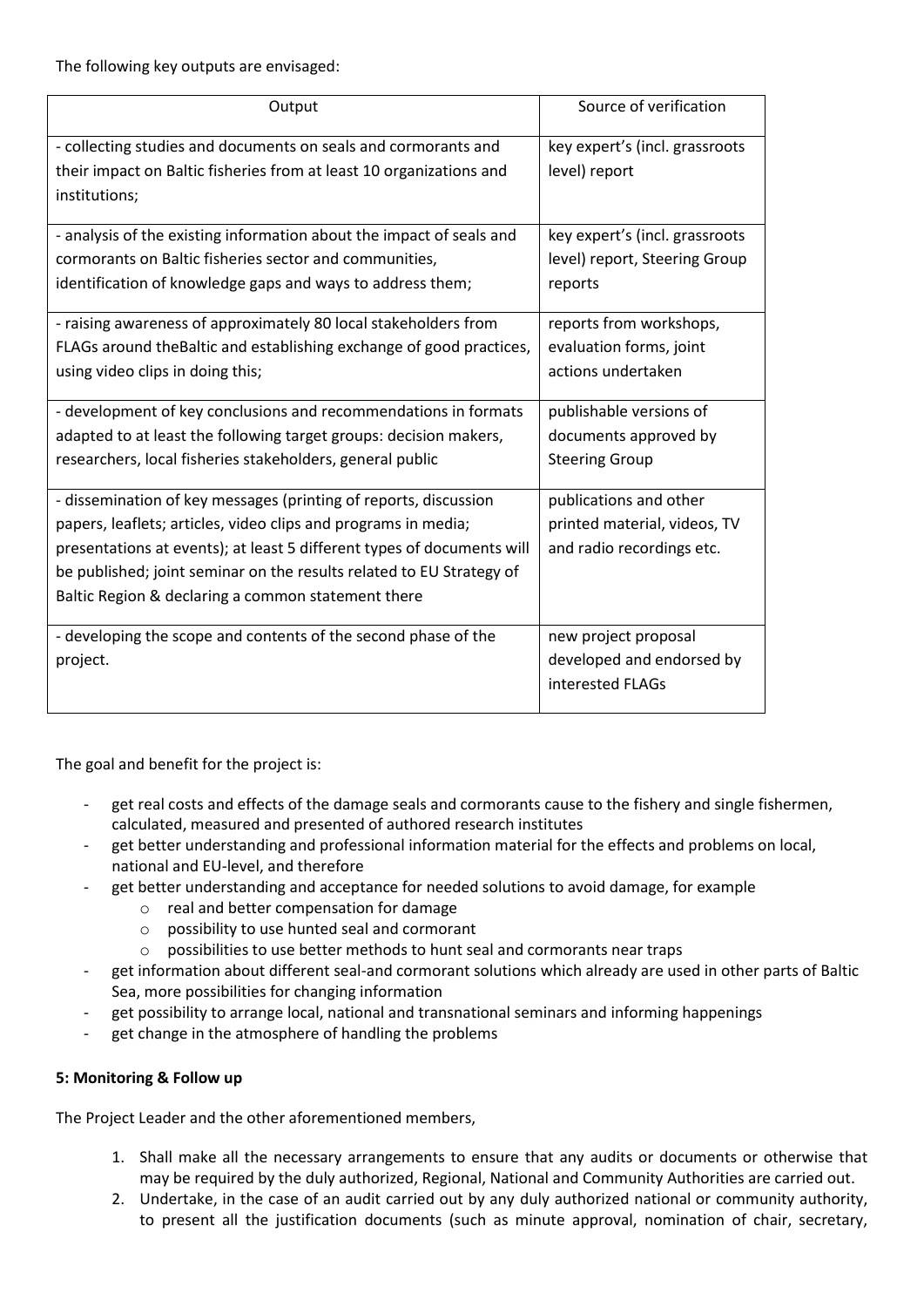The following key outputs are envisaged:

| Output | Source of verification |
|---|---|
| - collecting studies and documents on seals and cormorants and their impact on Baltic fisheries from at least 10 organizations and institutions; | key expert's (incl. grassroots level) report |
| - analysis of the existing information about the impact of seals and cormorants on Baltic fisheries sector and communities, identification of knowledge gaps and ways to address them; | key expert's (incl. grassroots level) report, Steering Group reports |
| - raising awareness of approximately 80 local stakeholders from FLAGs around theBaltic and establishing exchange of good practices, using video clips in doing this; | reports from workshops, evaluation forms, joint actions undertaken |
| - development of key conclusions and recommendations in formats adapted to at least the following target groups: decision makers, researchers, local fisheries stakeholders, general public | publishable versions of documents approved by Steering Group |
| - dissemination of key messages (printing of reports, discussion papers, leaflets; articles, video clips and programs in media; presentations at events); at least 5 different types of documents will be published; joint seminar on the results related to EU Strategy of Baltic Region & declaring a common statement there | publications and other printed material, videos, TV and radio recordings etc. |
| - developing the scope and contents of the second phase of the project. | new project proposal developed and endorsed by interested FLAGs |

The goal and benefit for the project is:

- get real costs and effects of the damage seals and cormorants cause to the fishery and single fishermen, calculated, measured and presented of authored research institutes
- get better understanding and professional information material for the effects and problems on local, national and EU-level, and therefore
- get better understanding and acceptance for needed solutions to avoid damage, for example
  - real and better compensation for damage
  - possibility to use hunted seal and cormorant
  - possibilities to use better methods to hunt seal and cormorants near traps
- get information about different seal-and cormorant solutions which already are used in other parts of Baltic Sea, more possibilities for changing information
- get possibility to arrange local, national and transnational seminars and informing happenings
- get change in the atmosphere of handling the problems

**5: Monitoring & Follow up**

The Project Leader and the other aforementioned members,

1. Shall make all the necessary arrangements to ensure that any audits or documents or otherwise that may be required by the duly authorized, Regional, National and Community Authorities are carried out.
2. Undertake, in the case of an audit carried out by any duly authorized national or community authority, to present all the justification documents (such as minute approval, nomination of chair, secretary,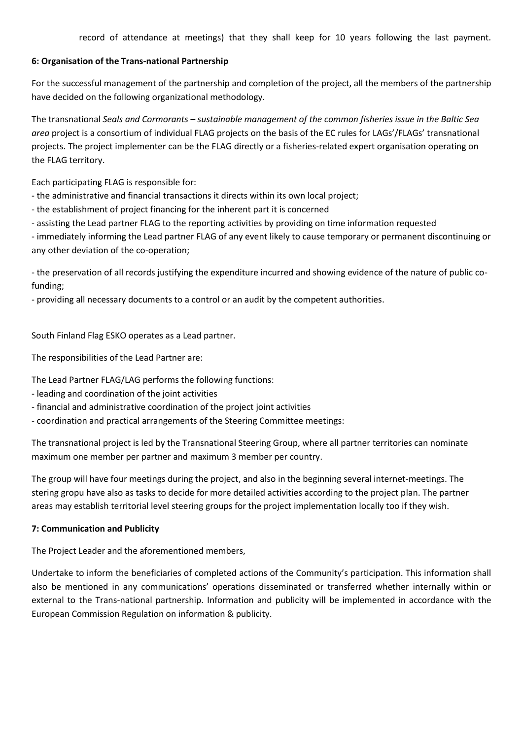record of attendance at meetings) that they shall keep for 10 years following the last payment.

**6: Organisation of the Trans-national Partnership**

For the successful management of the partnership and completion of the project, all the members of the partnership have decided on the following organizational methodology.

The transnational *Seals and Cormorants – sustainable management of the common fisheries issue in the Baltic Sea area* project is a consortium of individual FLAG projects on the basis of the EC rules for LAGs'/FLAGs' transnational projects. The project implementer can be the FLAG directly or a fisheries-related expert organisation operating on the FLAG territory.

Each participating FLAG is responsible for:

- the administrative and financial transactions it directs within its own local project;
- the establishment of project financing for the inherent part it is concerned
- assisting the Lead partner FLAG to the reporting activities by providing on time information requested
- immediately informing the Lead partner FLAG of any event likely to cause temporary or permanent discontinuing or any other deviation of the co-operation;
- the preservation of all records justifying the expenditure incurred and showing evidence of the nature of public co-funding;
- providing all necessary documents to a control or an audit by the competent authorities.

South Finland Flag ESKO operates as a Lead partner.

The responsibilities of the Lead Partner are:

The Lead Partner FLAG/LAG performs the following functions:

- leading and coordination of the joint activities
- financial and administrative coordination of the project joint activities
- coordination and practical arrangements of the Steering Committee meetings:

The transnational project is led by the Transnational Steering Group, where all partner territories can nominate maximum one member per partner and maximum 3 member per country.

The group will have four meetings during the project, and also in the beginning several internet-meetings. The stering gropu have also as tasks to decide for more detailed activities according to the project plan. The partner areas may establish territorial level steering groups for the project implementation locally too if they wish.

**7: Communication and Publicity**

The Project Leader and the aforementioned members,

Undertake to inform the beneficiaries of completed actions of the Community's participation. This information shall also be mentioned in any communications' operations disseminated or transferred whether internally within or external to the Trans-national partnership. Information and publicity will be implemented in accordance with the European Commission Regulation on information & publicity.